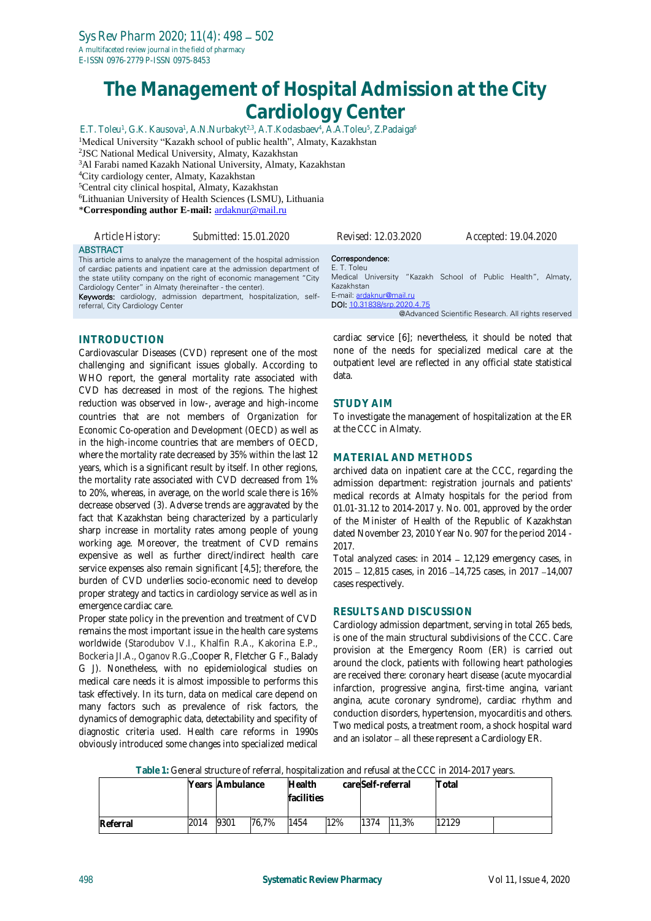# The Management of Hospital Admission at the City Cardiology Center

E.T. Toleu[1], G.K. Kausova[1], A.N.Nurbakyt[2,3], A.T.Kodasbaev[4], A.A.Toleu[5], Z.Padaiga[6]

[1]Medical University "Kazakh school of public health", Almaty, Kazakhstan
[2]JSC National Medical University, Almaty, Kazakhstan
[3]Al Farabi named Kazakh National University, Almaty, Kazakhstan
[4]City cardiology center, Almaty, Kazakhstan
[5]Central city clinical hospital, Almaty, Kazakhstan
[6]Lithuanian University of Health Sciences (LSMU), Lithuania
\***Corresponding author E-mail:** ardaknur@mail.ru

*Article History:* *Submitted: 15.01.2020* *Revised: 12.03.2020* *Accepted: 19.04.2020*

**ABSTRACT**

This article aims to analyze the management of the hospital admission of cardiac patients and inpatient care at the admission department of the state utility company on the right of economic management "City Cardiology Center" in Almaty (hereinafter - the center).

**Keywords:** cardiology, admission department, hospitalization, self-referral, City Cardiology Center

**Correspondence:**
E. T. Toleu
Medical University "Kazakh School of Public Health", Almaty, Kazakhstan
E-mail: ardaknur@mail.ru
**DOI:** 10.31838/srp.2020.4.75

@Advanced Scientific Research. All rights reserved

## INTRODUCTION

Cardiovascular Diseases (CVD) represent one of the most challenging and significant issues globally. According to WHO report, the general mortality rate associated with CVD has decreased in most of the regions. The highest reduction was observed in low-, average and high-income countries that are not members of Organization for Economic Co-operation and Development (OECD) as well as in the high-income countries that are members of OECD, where the mortality rate decreased by 35% within the last 12 years, which is a significant result by itself. In other regions, the mortality rate associated with CVD decreased from 1% to 20%, whereas, in average, on the world scale there is 16% decrease observed (3). Adverse trends are aggravated by the fact that Kazakhstan being characterized by a particularly sharp increase in mortality rates among people of young working age. Moreover, the treatment of CVD remains expensive as well as further direct/indirect health care service expenses also remain significant [4,5]; therefore, the burden of CVD underlies socio-economic need to develop proper strategy and tactics in cardiology service as well as in emergence cardiac care.

Proper state policy in the prevention and treatment of CVD remains the most important issue in the health care systems worldwide (Starodubov V.I., Khalfin R.A., Kakorina E.P., Bockeria Jl.A., Oganov R.G.,Cooper R, Fletcher G F., Balady G J). Nonetheless, with no epidemiological studies on medical care needs it is almost impossible to performs this task effectively. In its turn, data on medical care depend on many factors such as prevalence of risk factors, the dynamics of demographic data, detectability and specifity of diagnostic criteria used. Health care reforms in 1990s obviously introduced some changes into specialized medical cardiac service [6]; nevertheless, it should be noted that none of the needs for specialized medical care at the outpatient level are reflected in any official state statistical data.

## STUDY AIM

To investigate the management of hospitalization at the ER at the CCC in Almaty.

## MATERIAL AND METHODS

archived data on inpatient care at the CCC, regarding the admission department: registration journals and patients' medical records at Almaty hospitals for the period from 01.01-31.12 to 2014-2017 y. No. 001, approved by the order of the Minister of Health of the Republic of Kazakhstan dated November 23, 2010 Year No. 907 for the period 2014 - 2017.

Total analyzed cases: in 2014 – 12,129 emergency cases, in 2015 – 12,815 cases, in 2016 –14,725 cases, in 2017 –14,007 cases respectively.

## RESULTS AND DISCUSSION

Cardiology admission department, serving in total 265 beds, is one of the main structural subdivisions of the CCC. Care provision at the Emergency Room (ER) is carried out around the clock, patients with following heart pathologies are received there: coronary heart disease (acute myocardial infarction, progressive angina, first-time angina, variant angina, acute coronary syndrome), cardiac rhythm and conduction disorders, hypertension, myocarditis and others. Two medical posts, a treatment room, a shock hospital ward and an isolator – all these represent a Cardiology ER.

**Table 1:** General structure of referral, hospitalization and refusal at the CCC in 2014-2017 years.

| | Years | Ambulance | | Health care facilities | | Self-referral | | Total | |
|---|---|---|---|---|---|---|---|---|---|
| **Referral** | 2014 | 9301 | 76,7% | 1454 | 12% | 1374 | 11,3% | 12129 | |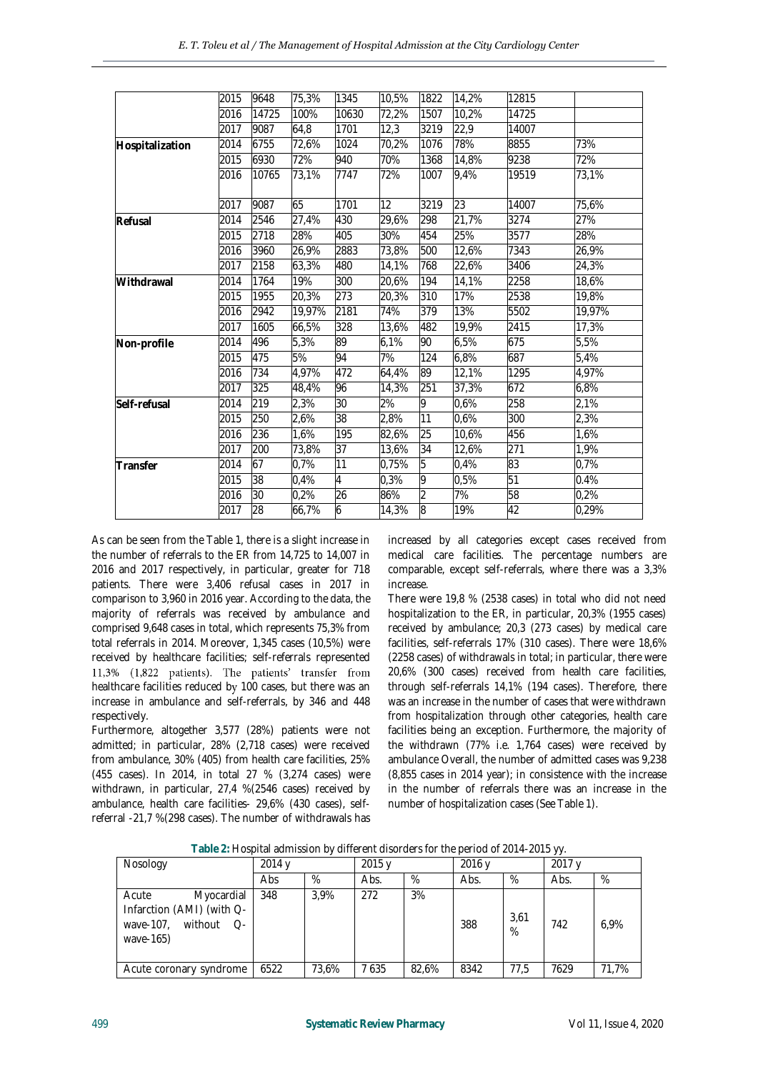|  | 2015 | 9648 | 75,3% | 1345 | 10,5% | 1822 | 14,2% | 12815 |  |
|---|---|---|---|---|---|---|---|---|---|
|  | 2016 | 14725 | 100% | 10630 | 72,2% | 1507 | 10,2% | 14725 |  |
|  | 2017 | 9087 | 64,8 | 1701 | 12,3 | 3219 | 22,9 | 14007 |  |
| **Hospitalization** | 2014 | 6755 | 72,6% | 1024 | 70,2% | 1076 | 78% | 8855 | 73% |
|  | 2015 | 6930 | 72% | 940 | 70% | 1368 | 14,8% | 9238 | 72% |
|  | 2016 | 10765 | 73,1% | 7747 | 72% | 1007 | 9,4% | 19519 | 73,1% |
|  | 2017 | 9087 | 65 | 1701 | 12 | 3219 | 23 | 14007 | 75,6% |
| **Refusal** | 2014 | 2546 | 27,4% | 430 | 29,6% | 298 | 21,7% | 3274 | 27% |
|  | 2015 | 2718 | 28% | 405 | 30% | 454 | 25% | 3577 | 28% |
|  | 2016 | 3960 | 26,9% | 2883 | 73,8% | 500 | 12,6% | 7343 | 26,9% |
|  | 2017 | 2158 | 63,3% | 480 | 14,1% | 768 | 22,6% | 3406 | 24,3% |
| **Withdrawal** | 2014 | 1764 | 19% | 300 | 20,6% | 194 | 14,1% | 2258 | 18,6% |
|  | 2015 | 1955 | 20,3% | 273 | 20,3% | 310 | 17% | 2538 | 19,8% |
|  | 2016 | 2942 | 19,97% | 2181 | 74% | 379 | 13% | 5502 | 19,97% |
|  | 2017 | 1605 | 66,5% | 328 | 13,6% | 482 | 19,9% | 2415 | 17,3% |
| **Non-profile** | 2014 | 496 | 5,3% | 89 | 6,1% | 90 | 6,5% | 675 | 5,5% |
|  | 2015 | 475 | 5% | 94 | 7% | 124 | 6,8% | 687 | 5,4% |
|  | 2016 | 734 | 4,97% | 472 | 64,4% | 89 | 12,1% | 1295 | 4,97% |
|  | 2017 | 325 | 48,4% | 96 | 14,3% | 251 | 37,3% | 672 | 6,8% |
| **Self-refusal** | 2014 | 219 | 2,3% | 30 | 2% | 9 | 0,6% | 258 | 2,1% |
|  | 2015 | 250 | 2,6% | 38 | 2,8% | 11 | 0,6% | 300 | 2,3% |
|  | 2016 | 236 | 1,6% | 195 | 82,6% | 25 | 10,6% | 456 | 1,6% |
|  | 2017 | 200 | 73,8% | 37 | 13,6% | 34 | 12,6% | 271 | 1,9% |
| **Transfer** | 2014 | 67 | 0,7% | 11 | 0,75% | 5 | 0,4% | 83 | 0,7% |
|  | 2015 | 38 | 0,4% | 4 | 0,3% | 9 | 0,5% | 51 | 0.4% |
|  | 2016 | 30 | 0,2% | 26 | 86% | 2 | 7% | 58 | 0,2% |
|  | 2017 | 28 | 66,7% | 6 | 14,3% | 8 | 19% | 42 | 0,29% |

As can be seen from the Table 1, there is a slight increase in the number of referrals to the ER from 14,725 to 14,007 in 2016 and 2017 respectively, in particular, greater for 718 patients. There were 3,406 refusal cases in 2017 in comparison to 3,960 in 2016 year. According to the data, the majority of referrals was received by ambulance and comprised 9,648 cases in total, which represents 75,3% from total referrals in 2014. Moreover, 1,345 cases (10,5%) were received by healthcare facilities; self-referrals represented 11,3% (1,822 patients). The patients' transfer from healthcare facilities reduced by 100 cases, but there was an increase in ambulance and self-referrals, by 346 and 448 respectively.

Furthermore, altogether 3,577 (28%) patients were not admitted; in particular, 28% (2,718 cases) were received from ambulance, 30% (405) from health care facilities, 25% (455 cases). In 2014, in total 27 % (3,274 cases) were withdrawn, in particular, 27,4 %(2546 cases) received by ambulance, health care facilities- 29,6% (430 cases), self-referral -21,7 %(298 cases). The number of withdrawals has increased by all categories except cases received from medical care facilities. The percentage numbers are comparable, except self-referrals, where there was a 3,3% increase.

There were 19,8 % (2538 cases) in total who did not need hospitalization to the ER, in particular, 20,3% (1955 cases) received by ambulance; 20,3 (273 cases) by medical care facilities, self-referrals 17% (310 cases). There were 18,6% (2258 cases) of withdrawals in total; in particular, there were 20,6% (300 cases) received from health care facilities, through self-referrals 14,1% (194 cases). Therefore, there was an increase in the number of cases that were withdrawn from hospitalization through other categories, health care facilities being an exception. Furthermore, the majority of the withdrawn (77% i.e. 1,764 cases) were received by ambulance Overall, the number of admitted cases was 9,238 (8,855 cases in 2014 year); in consistence with the increase in the number of referrals there was an increase in the number of hospitalization cases (See Table 1).

**Table 2:** Hospital admission by different disorders for the period of 2014-2015 yy.

| Nosology | 2014 y |  | 2015 y |  | 2016 y |  | 2017 y |  |
|---|---|---|---|---|---|---|---|---|
|  | Abs | % | Abs. | % | Abs. | % | Abs. | % |
| Acute Myocardial Infarction (AMI) (with Q-wave-107, without Q-wave-165) | 348 | 3,9% | 272 | 3% | 388 | 3,61 % | 742 | 6,9% |
| Acute coronary syndrome | 6522 | 73,6% | 7 635 | 82,6% | 8342 | 77,5 | 7629 | 71,7% |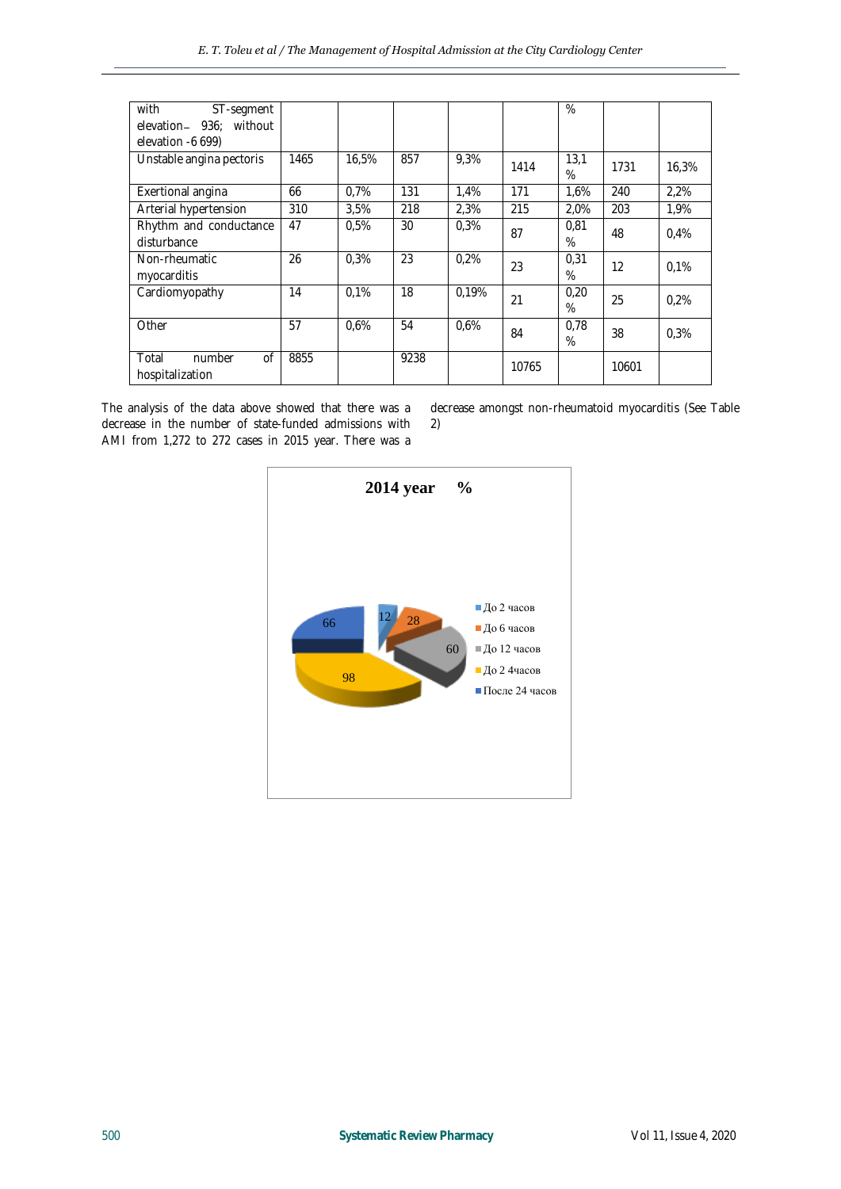| with ST-segment elevation – 936; without elevation -6 699) | | | | | | % | | |
|---|---|---|---|---|---|---|---|---|
| Unstable angina pectoris | 1465 | 16,5% | 857 | 9,3% | 1414 | 13,1 % | 1731 | 16,3% |
| Exertional angina | 66 | 0,7% | 131 | 1,4% | 171 | 1,6% | 240 | 2,2% |
| Arterial hypertension | 310 | 3,5% | 218 | 2,3% | 215 | 2,0% | 203 | 1,9% |
| Rhythm and conductance disturbance | 47 | 0,5% | 30 | 0,3% | 87 | 0,81 % | 48 | 0,4% |
| Non-rheumatic myocarditis | 26 | 0,3% | 23 | 0,2% | 23 | 0,31 % | 12 | 0,1% |
| Cardiomyopathy | 14 | 0,1% | 18 | 0,19% | 21 | 0,20 % | 25 | 0,2% |
| Other | 57 | 0,6% | 54 | 0,6% | 84 | 0,78 % | 38 | 0,3% |
| Total number of hospitalization | 8855 | | 9238 | | 10765 | | 10601 | |

The analysis of the data above showed that there was a decrease in the number of state-funded admissions with AMI from 1,272 to 272 cases in 2015 year. There was a decrease amongst non-rheumatoid myocarditis (See Table 2)

**2014 year %**

- До 2 часов: 12
- До 6 часов: 28
- До 12 часов: 60
- До 2 4часов: 98
- После 24 часов: 66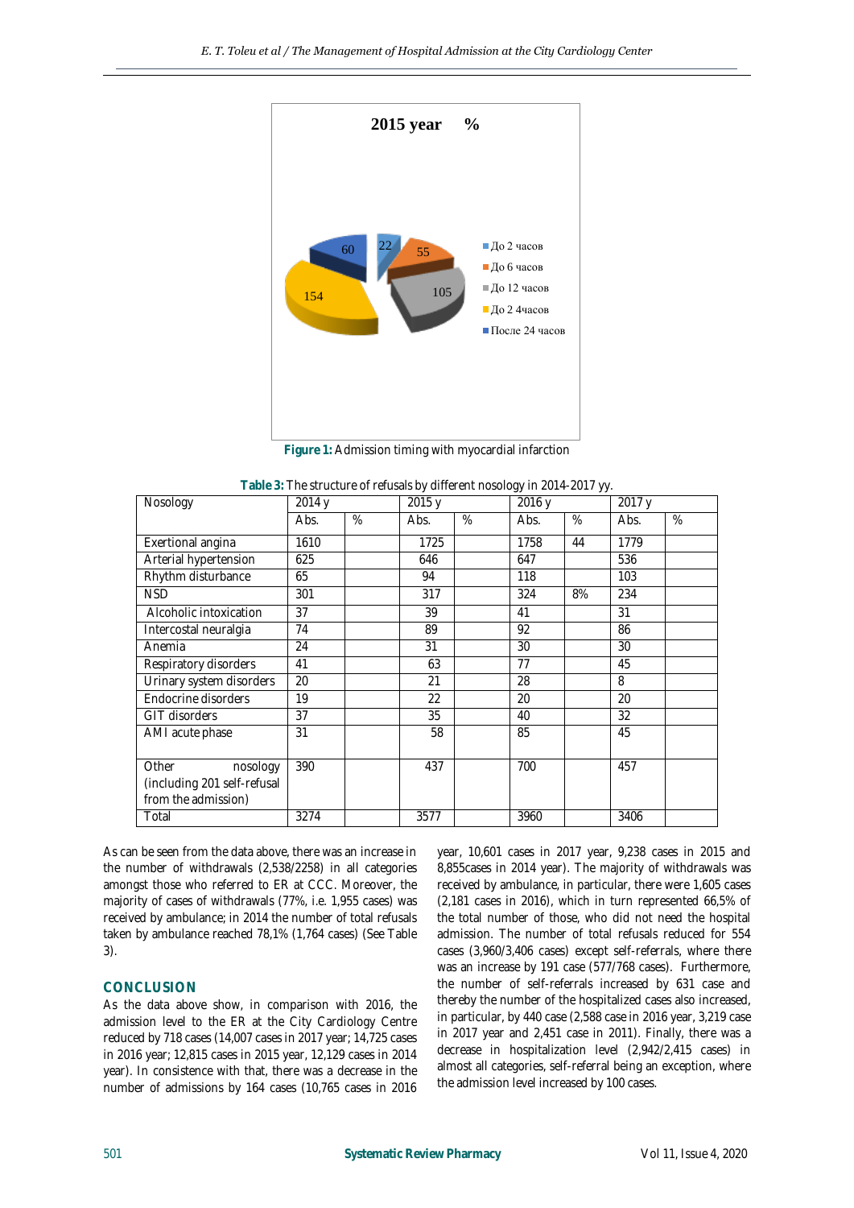**Figure 1:** Admission timing with myocardial infarction

**Table 3:** The structure of refusals by different nosology in 2014-2017 yy.

| Nosology | 2014 y | | 2015 y | | 2016 y | | 2017 y | |
|---|---|---|---|---|---|---|---|---|
| | Abs. | % | Abs. | % | Abs. | % | Abs. | % |
| Exertional angina | 1610 | | 1725 | | 1758 | 44 | 1779 | |
| Arterial hypertension | 625 | | 646 | | 647 | | 536 | |
| Rhythm disturbance | 65 | | 94 | | 118 | | 103 | |
| NSD | 301 | | 317 | | 324 | 8% | 234 | |
| Alcoholic intoxication | 37 | | 39 | | 41 | | 31 | |
| Intercostal neuralgia | 74 | | 89 | | 92 | | 86 | |
| Anemia | 24 | | 31 | | 30 | | 30 | |
| Respiratory disorders | 41 | | 63 | | 77 | | 45 | |
| Urinary system disorders | 20 | | 21 | | 28 | | 8 | |
| Endocrine disorders | 19 | | 22 | | 20 | | 20 | |
| GIT disorders | 37 | | 35 | | 40 | | 32 | |
| AMI acute phase | 31 | | 58 | | 85 | | 45 | |
| Other nosology (including 201 self-refusal from the admission) | 390 | | 437 | | 700 | | 457 | |
| Total | 3274 | | 3577 | | 3960 | | 3406 | |

As can be seen from the data above, there was an increase in the number of withdrawals (2,538/2258) in all categories amongst those who referred to ER at CCC. Moreover, the majority of cases of withdrawals (77%, i.e. 1,955 cases) was received by ambulance; in 2014 the number of total refusals taken by ambulance reached 78,1% (1,764 cases) (See Table 3).

## CONCLUSION

As the data above show, in comparison with 2016, the admission level to the ER at the City Cardiology Centre reduced by 718 cases (14,007 cases in 2017 year; 14,725 cases in 2016 year; 12,815 cases in 2015 year, 12,129 cases in 2014 year). In consistence with that, there was a decrease in the number of admissions by 164 cases (10,765 cases in 2016 year, 10,601 cases in 2017 year, 9,238 cases in 2015 and 8,855cases in 2014 year). The majority of withdrawals was received by ambulance, in particular, there were 1,605 cases (2,181 cases in 2016), which in turn represented 66,5% of the total number of those, who did not need the hospital admission. The number of total refusals reduced for 554 cases (3,960/3,406 cases) except self-referrals, where there was an increase by 191 case (577/768 cases). Furthermore, the number of self-referrals increased by 631 case and thereby the number of the hospitalized cases also increased, in particular, by 440 case (2,588 case in 2016 year, 3,219 case in 2017 year and 2,451 case in 2011). Finally, there was a decrease in hospitalization level (2,942/2,415 cases) in almost all categories, self-referral being an exception, where the admission level increased by 100 cases.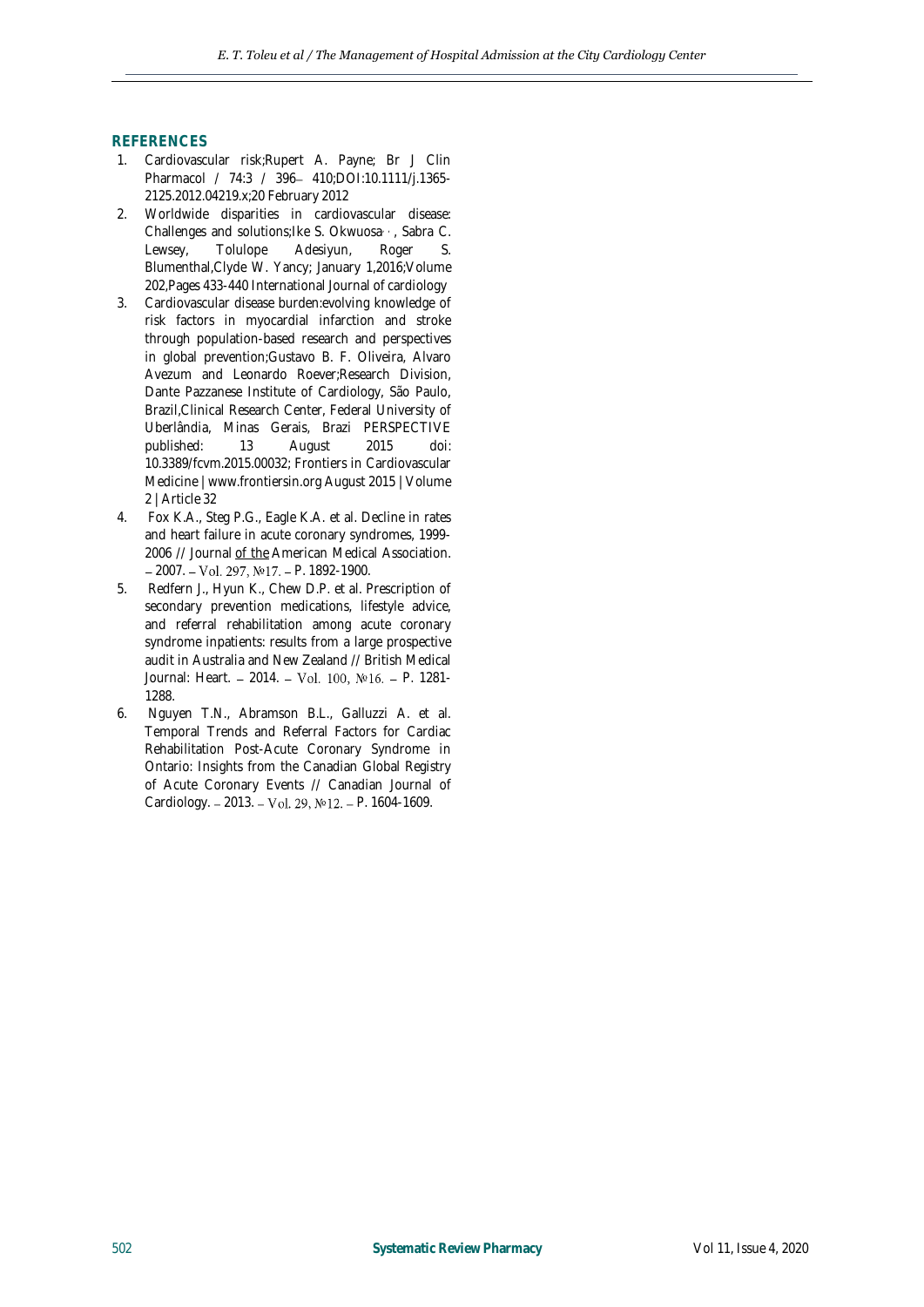## REFERENCES

1. Cardiovascular risk;Rupert A. Payne; Br J Clin Pharmacol / 74:3 / 396– 410;DOI:10.1111/j.1365-2125.2012.04219.x;20 February 2012
2. Worldwide disparities in cardiovascular disease: Challenges and solutions;Ike S. Okwuosa , Sabra C. Lewsey, Tolulope Adesiyun, Roger S. Blumenthal,Clyde W. Yancy; January 1,2016;Volume 202,Pages 433-440 International Journal of cardiology
3. Cardiovascular disease burden:evolving knowledge of risk factors in myocardial infarction and stroke through population-based research and perspectives in global prevention;Gustavo B. F. Oliveira, Alvaro Avezum and Leonardo Roever;Research Division, Dante Pazzanese Institute of Cardiology, São Paulo, Brazil,Clinical Research Center, Federal University of Uberlândia, Minas Gerais, Brazi PERSPECTIVE published: 13 August 2015 doi: 10.3389/fcvm.2015.00032; Frontiers in Cardiovascular Medicine | www.frontiersin.org August 2015 | Volume 2 | Article 32
4. Fox K.A., Steg P.G., Eagle K.A. et al. Decline in rates and heart failure in acute coronary syndromes, 1999-2006 // Journal of the American Medical Association. – 2007. – Vol. 297, №17. – P. 1892-1900.
5. Redfern J., Hyun K., Chew D.P. et al. Prescription of secondary prevention medications, lifestyle advice, and referral rehabilitation among acute coronary syndrome inpatients: results from a large prospective audit in Australia and New Zealand // British Medical Journal: Heart. – 2014. – Vol. 100, №16. – P. 1281-1288.
6. Nguyen T.N., Abramson B.L., Galluzzi A. et al. Temporal Trends and Referral Factors for Cardiac Rehabilitation Post-Acute Coronary Syndrome in Ontario: Insights from the Canadian Global Registry of Acute Coronary Events // Canadian Journal of Cardiology. – 2013. – Vol. 29, №12. – P. 1604-1609.